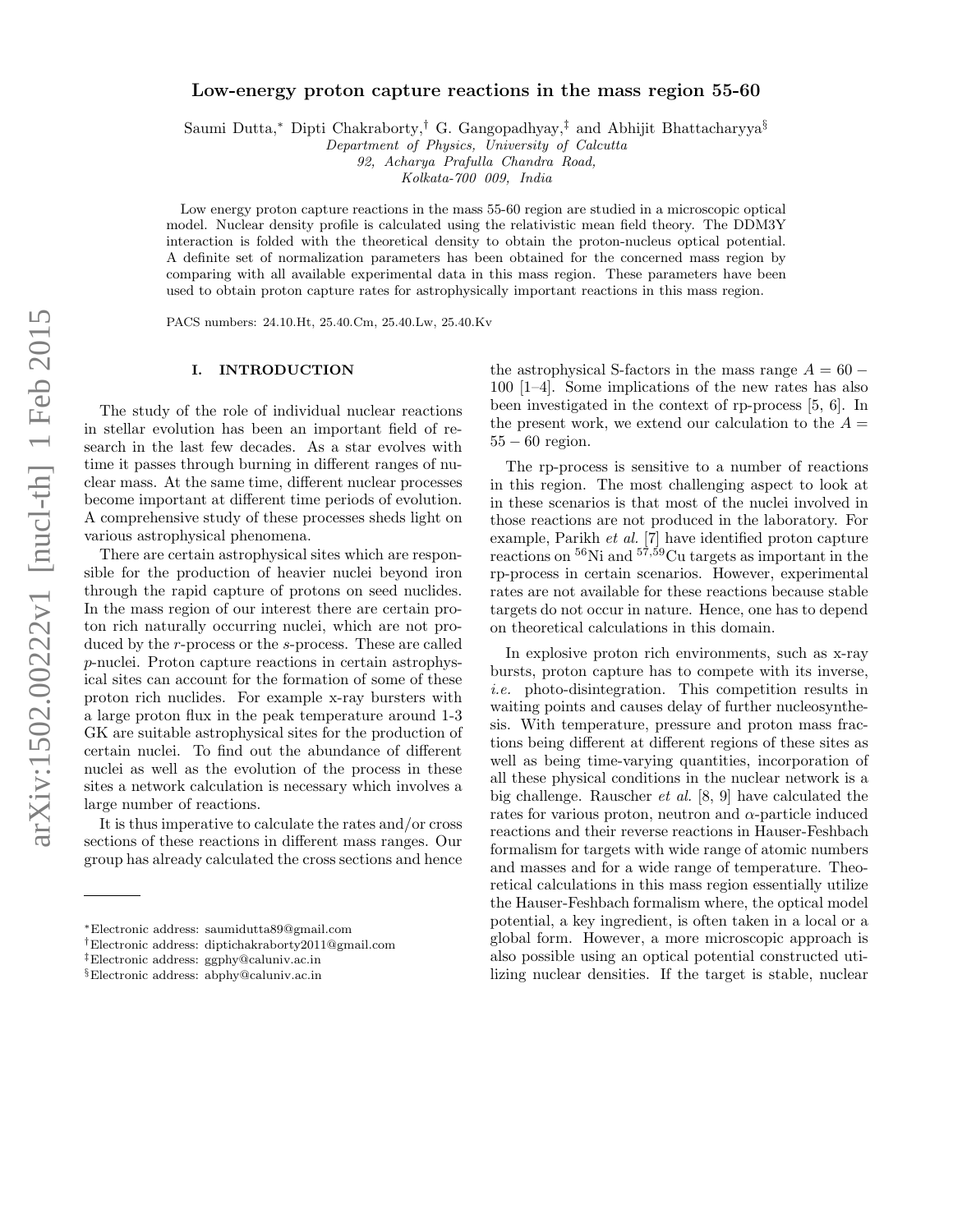# Low-energy proton capture reactions in the mass region 55-60

Saumi Dutta,* Dipti Chakraborty,† G. Gangopadhyay,‡ and Abhijit Bhattacharyya§

*Department of Physics, University of Calcutta*
*92, Acharya Prafulla Chandra Road,*
*Kolkata-700 009, India*

Low energy proton capture reactions in the mass 55-60 region are studied in a microscopic optical model. Nuclear density profile is calculated using the relativistic mean field theory. The DDM3Y interaction is folded with the theoretical density to obtain the proton-nucleus optical potential. A definite set of normalization parameters has been obtained for the concerned mass region by comparing with all available experimental data in this mass region. These parameters have been used to obtain proton capture rates for astrophysically important reactions in this mass region.

PACS numbers: 24.10.Ht, 25.40.Cm, 25.40.Lw, 25.40.Kv

## I. INTRODUCTION

The study of the role of individual nuclear reactions in stellar evolution has been an important field of research in the last few decades. As a star evolves with time it passes through burning in different ranges of nuclear mass. At the same time, different nuclear processes become important at different time periods of evolution. A comprehensive study of these processes sheds light on various astrophysical phenomena.

There are certain astrophysical sites which are responsible for the production of heavier nuclei beyond iron through the rapid capture of protons on seed nuclides. In the mass region of our interest there are certain proton rich naturally occurring nuclei, which are not produced by the *r*-process or the *s*-process. These are called *p*-nuclei. Proton capture reactions in certain astrophysical sites can account for the formation of some of these proton rich nuclides. For example x-ray bursters with a large proton flux in the peak temperature around 1-3 GK are suitable astrophysical sites for the production of certain nuclei. To find out the abundance of different nuclei as well as the evolution of the process in these sites a network calculation is necessary which involves a large number of reactions.

It is thus imperative to calculate the rates and/or cross sections of these reactions in different mass ranges. Our group has already calculated the cross sections and hence the astrophysical S-factors in the mass range $A = 60-100$ [1–4]. Some implications of the new rates has also been investigated in the context of rp-process [5, 6]. In the present work, we extend our calculation to the $A = 55-60$ region.

The rp-process is sensitive to a number of reactions in this region. The most challenging aspect to look at in these scenarios is that most of the nuclei involved in those reactions are not produced in the laboratory. For example, Parikh *et al.* [7] have identified proton capture reactions on $^{56}$Ni and $^{57,59}$Cu targets as important in the rp-process in certain scenarios. However, experimental rates are not available for these reactions because stable targets do not occur in nature. Hence, one has to depend on theoretical calculations in this domain.

In explosive proton rich environments, such as x-ray bursts, proton capture has to compete with its inverse, *i.e.* photo-disintegration. This competition results in waiting points and causes delay of further nucleosynthesis. With temperature, pressure and proton mass fractions being different at different regions of these sites as well as being time-varying quantities, incorporation of all these physical conditions in the nuclear network is a big challenge. Rauscher *et al.* [8, 9] have calculated the rates for various proton, neutron and $\alpha$-particle induced reactions and their reverse reactions in Hauser-Feshbach formalism for targets with wide range of atomic numbers and masses and for a wide range of temperature. Theoretical calculations in this mass region essentially utilize the Hauser-Feshbach formalism where, the optical model potential, a key ingredient, is often taken in a local or a global form. However, a more microscopic approach is also possible using an optical potential constructed utilizing nuclear densities. If the target is stable, nuclear

*Electronic address: saumidutta89@gmail.com
†Electronic address: diptichakraborty2011@gmail.com
‡Electronic address: ggphy@caluniv.ac.in
§Electronic address: abphy@caluniv.ac.in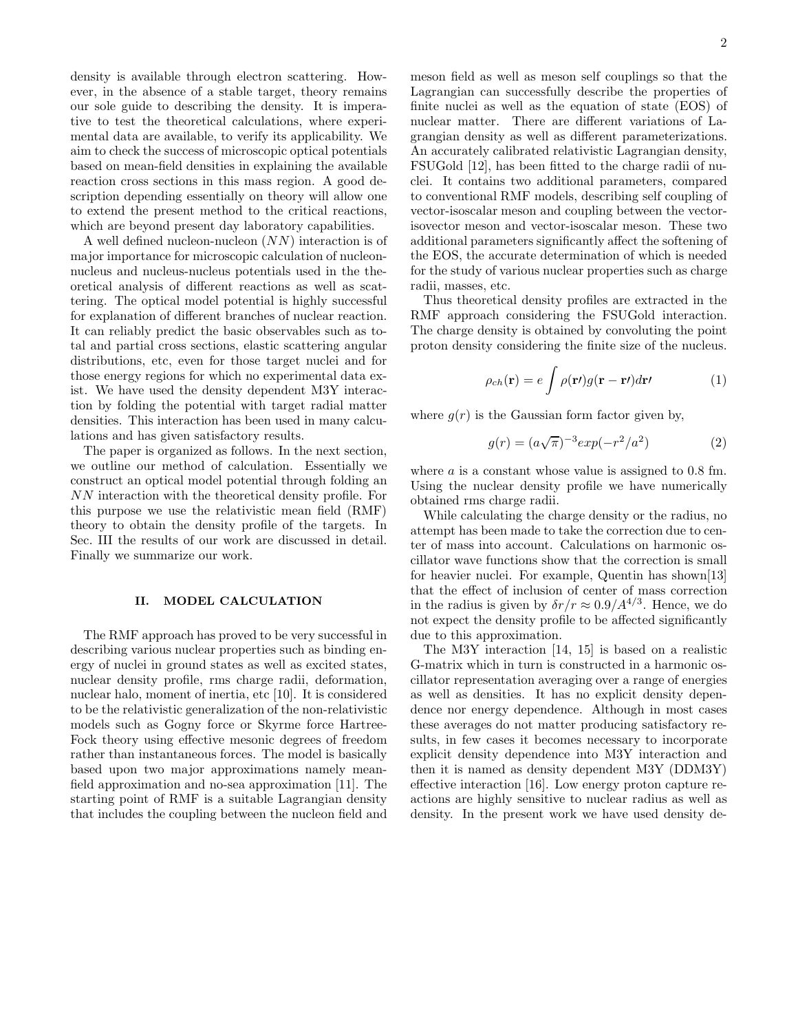density is available through electron scattering. However, in the absence of a stable target, theory remains our sole guide to describing the density. It is imperative to test the theoretical calculations, where experimental data are available, to verify its applicability. We aim to check the success of microscopic optical potentials based on mean-field densities in explaining the available reaction cross sections in this mass region. A good description depending essentially on theory will allow one to extend the present method to the critical reactions, which are beyond present day laboratory capabilities.

A well defined nucleon-nucleon ($NN$) interaction is of major importance for microscopic calculation of nucleon-nucleus and nucleus-nucleus potentials used in the theoretical analysis of different reactions as well as scattering. The optical model potential is highly successful for explanation of different branches of nuclear reaction. It can reliably predict the basic observables such as total and partial cross sections, elastic scattering angular distributions, etc, even for those target nuclei and for those energy regions for which no experimental data exist. We have used the density dependent M3Y interaction by folding the potential with target radial matter densities. This interaction has been used in many calculations and has given satisfactory results.

The paper is organized as follows. In the next section, we outline our method of calculation. Essentially we construct an optical model potential through folding an $NN$ interaction with the theoretical density profile. For this purpose we use the relativistic mean field (RMF) theory to obtain the density profile of the targets. In Sec. III the results of our work are discussed in detail. Finally we summarize our work.

## II. MODEL CALCULATION

The RMF approach has proved to be very successful in describing various nuclear properties such as binding energy of nuclei in ground states as well as excited states, nuclear density profile, rms charge radii, deformation, nuclear halo, moment of inertia, etc [10]. It is considered to be the relativistic generalization of the non-relativistic models such as Gogny force or Skyrme force Hartree-Fock theory using effective mesonic degrees of freedom rather than instantaneous forces. The model is basically based upon two major approximations namely mean-field approximation and no-sea approximation [11]. The starting point of RMF is a suitable Lagrangian density that includes the coupling between the nucleon field and meson field as well as meson self couplings so that the Lagrangian can successfully describe the properties of finite nuclei as well as the equation of state (EOS) of nuclear matter. There are different variations of Lagrangian density as well as different parameterizations. An accurately calibrated relativistic Lagrangian density, FSUGold [12], has been fitted to the charge radii of nuclei. It contains two additional parameters, compared to conventional RMF models, describing self coupling of vector-isoscalar meson and coupling between the vector-isovector meson and vector-isoscalar meson. These two additional parameters significantly affect the softening of the EOS, the accurate determination of which is needed for the study of various nuclear properties such as charge radii, masses, etc.

Thus theoretical density profiles are extracted in the RMF approach considering the FSUGold interaction. The charge density is obtained by convoluting the point proton density considering the finite size of the nucleus.

$$\rho_{ch}(\mathbf{r}) = e\int \rho(\mathbf{r}\prime)g(\mathbf{r}-\mathbf{r}\prime)d\mathbf{r}\prime \tag{1}$$

where $g(r)$ is the Gaussian form factor given by,

$$g(r) = (a\sqrt{\pi})^{-3}exp(-r^2/a^2) \tag{2}$$

where $a$ is a constant whose value is assigned to 0.8 fm. Using the nuclear density profile we have numerically obtained rms charge radii.

While calculating the charge density or the radius, no attempt has been made to take the correction due to center of mass into account. Calculations on harmonic oscillator wave functions show that the correction is small for heavier nuclei. For example, Quentin has shown[13] that the effect of inclusion of center of mass correction in the radius is given by $\delta r/r \approx 0.9/A^{4/3}$. Hence, we do not expect the density profile to be affected significantly due to this approximation.

The M3Y interaction [14, 15] is based on a realistic G-matrix which in turn is constructed in a harmonic oscillator representation averaging over a range of energies as well as densities. It has no explicit density dependence nor energy dependence. Although in most cases these averages do not matter producing satisfactory results, in few cases it becomes necessary to incorporate explicit density dependence into M3Y interaction and then it is named as density dependent M3Y (DDM3Y) effective interaction [16]. Low energy proton capture reactions are highly sensitive to nuclear radius as well as density. In the present work we have used density de-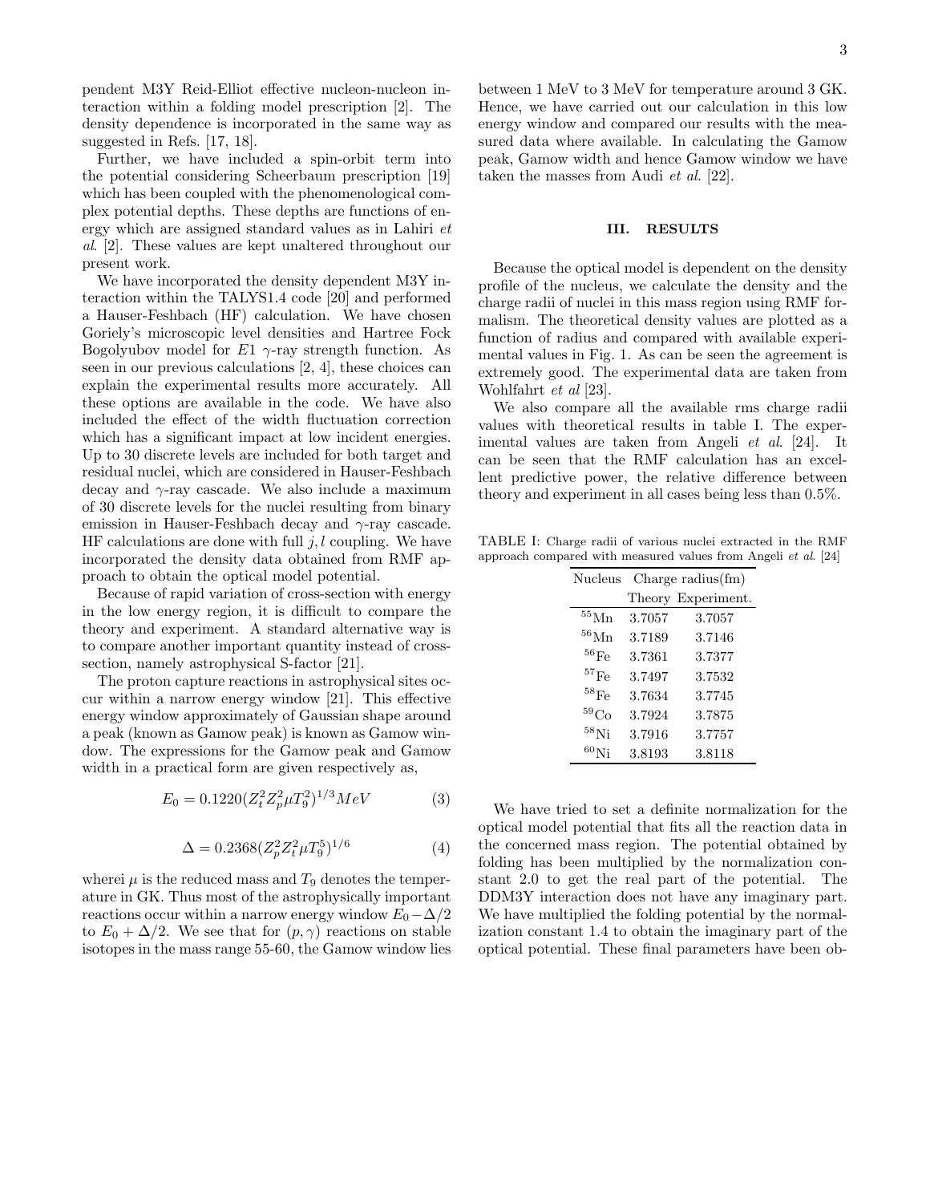pendent M3Y Reid-Elliot effective nucleon-nucleon interaction within a folding model prescription [2]. The density dependence is incorporated in the same way as suggested in Refs. [17, 18].

Further, we have included a spin-orbit term into the potential considering Scheerbaum prescription [19] which has been coupled with the phenomenological complex potential depths. These depths are functions of energy which are assigned standard values as in Lahiri *et al*. [2]. These values are kept unaltered throughout our present work.

We have incorporated the density dependent M3Y interaction within the TALYS1.4 code [20] and performed a Hauser-Feshbach (HF) calculation. We have chosen Goriely's microscopic level densities and Hartree Fock Bogolyubov model for $E1$ $\gamma$-ray strength function. As seen in our previous calculations [2, 4], these choices can explain the experimental results more accurately. All these options are available in the code. We have also included the effect of the width fluctuation correction which has a significant impact at low incident energies. Up to 30 discrete levels are included for both target and residual nuclei, which are considered in Hauser-Feshbach decay and $\gamma$-ray cascade. We also include a maximum of 30 discrete levels for the nuclei resulting from binary emission in Hauser-Feshbach decay and $\gamma$-ray cascade. HF calculations are done with full $j, l$ coupling. We have incorporated the density data obtained from RMF approach to obtain the optical model potential.

Because of rapid variation of cross-section with energy in the low energy region, it is difficult to compare the theory and experiment. A standard alternative way is to compare another important quantity instead of cross-section, namely astrophysical S-factor [21].

The proton capture reactions in astrophysical sites occur within a narrow energy window [21]. This effective energy window approximately of Gaussian shape around a peak (known as Gamow peak) is known as Gamow window. The expressions for the Gamow peak and Gamow width in a practical form are given respectively as,

$$E_0 = 0.1220(Z_t^2 Z_p^2 \mu T_9^2)^{1/3} MeV \quad (3)$$

$$\Delta = 0.2368(Z_p^2 Z_t^2 \mu T_9^5)^{1/6} \quad (4)$$

wherei $\mu$ is the reduced mass and $T_9$ denotes the temperature in GK. Thus most of the astrophysically important reactions occur within a narrow energy window $E_0 - \Delta/2$ to $E_0 + \Delta/2$. We see that for $(p, \gamma)$ reactions on stable isotopes in the mass range 55-60, the Gamow window lies between 1 MeV to 3 MeV for temperature around 3 GK. Hence, we have carried out our calculation in this low energy window and compared our results with the measured data where available. In calculating the Gamow peak, Gamow width and hence Gamow window we have taken the masses from Audi *et al*. [22].

## III. RESULTS

Because the optical model is dependent on the density profile of the nucleus, we calculate the density and the charge radii of nuclei in this mass region using RMF formalism. The theoretical density values are plotted as a function of radius and compared with available experimental values in Fig. 1. As can be seen the agreement is extremely good. The experimental data are taken from Wohlfahrt *et al* [23].

We also compare all the available rms charge radii values with theoretical results in table I. The experimental values are taken from Angeli *et al*. [24]. It can be seen that the RMF calculation has an excellent predictive power, the relative difference between theory and experiment in all cases being less than 0.5%.

TABLE I: Charge radii of various nuclei extracted in the RMF approach compared with measured values from Angeli *et al*. [24]

| Nucleus | Charge radius(fm) | |
|---|---|---|
| | Theory | Experiment. |
| $^{55}$Mn | 3.7057 | 3.7057 |
| $^{56}$Mn | 3.7189 | 3.7146 |
| $^{56}$Fe | 3.7361 | 3.7377 |
| $^{57}$Fe | 3.7497 | 3.7532 |
| $^{58}$Fe | 3.7634 | 3.7745 |
| $^{59}$Co | 3.7924 | 3.7875 |
| $^{58}$Ni | 3.7916 | 3.7757 |
| $^{60}$Ni | 3.8193 | 3.8118 |

We have tried to set a definite normalization for the optical model potential that fits all the reaction data in the concerned mass region. The potential obtained by folding has been multiplied by the normalization constant 2.0 to get the real part of the potential. The DDM3Y interaction does not have any imaginary part. We have multiplied the folding potential by the normalization constant 1.4 to obtain the imaginary part of the optical potential. These final parameters have been ob-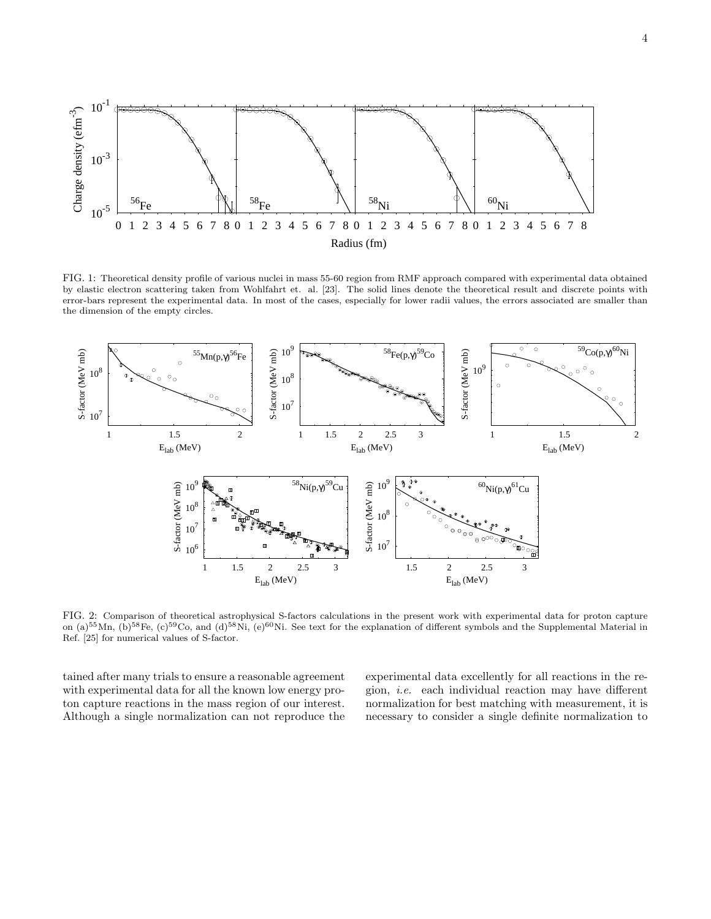FIG. 1: Theoretical density profile of various nuclei in mass 55-60 region from RMF approach compared with experimental data obtained by elastic electron scattering taken from Wohlfahrt et. al. [23]. The solid lines denote the theoretical result and discrete points with error-bars represent the experimental data. In most of the cases, especially for lower radii values, the errors associated are smaller than the dimension of the empty circles.

FIG. 2: Comparison of theoretical astrophysical S-factors calculations in the present work with experimental data for proton capture on (a)$^{55}$Mn, (b)$^{58}$Fe, (c)$^{59}$Co, and (d)$^{58}$Ni, (e)$^{60}$Ni. See text for the explanation of different symbols and the Supplemental Material in Ref. [25] for numerical values of S-factor.

tained after many trials to ensure a reasonable agreement with experimental data for all the known low energy proton capture reactions in the mass region of our interest. Although a single normalization can not reproduce the experimental data excellently for all reactions in the region, *i.e.* each individual reaction may have different normalization for best matching with measurement, it is necessary to consider a single definite normalization to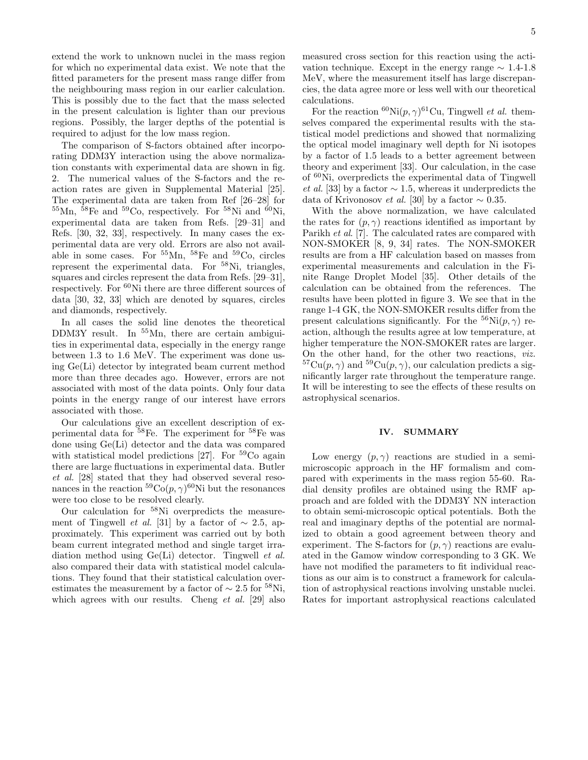extend the work to unknown nuclei in the mass region for which no experimental data exist. We note that the fitted parameters for the present mass range differ from the neighbouring mass region in our earlier calculation. This is possibly due to the fact that the mass selected in the present calculation is lighter than our previous regions. Possibly, the larger depths of the potential is required to adjust for the low mass region.

The comparison of S-factors obtained after incorporating DDM3Y interaction using the above normalization constants with experimental data are shown in fig. 2. The numerical values of the S-factors and the reaction rates are given in Supplemental Material [25]. The experimental data are taken from Ref [26–28] for $^{55}$Mn, $^{58}$Fe and $^{59}$Co, respectively. For $^{58}$Ni and $^{60}$Ni, experimental data are taken from Refs. [29–31] and Refs. [30, 32, 33], respectively. In many cases the experimental data are very old. Errors are also not available in some cases. For $^{55}$Mn, $^{58}$Fe and $^{59}$Co, circles represent the experimental data. For $^{58}$Ni, triangles, squares and circles represent the data from Refs. [29–31], respectively. For $^{60}$Ni there are three different sources of data [30, 32, 33] which are denoted by squares, circles and diamonds, respectively.

In all cases the solid line denotes the theoretical DDM3Y result. In $^{55}$Mn, there are certain ambiguities in experimental data, especially in the energy range between 1.3 to 1.6 MeV. The experiment was done using Ge(Li) detector by integrated beam current method more than three decades ago. However, errors are not associated with most of the data points. Only four data points in the energy range of our interest have errors associated with those.

Our calculations give an excellent description of experimental data for $^{58}$Fe. The experiment for $^{58}$Fe was done using Ge(Li) detector and the data was compared with statistical model predictions [27]. For $^{59}$Co again there are large fluctuations in experimental data. Butler *et al.* [28] stated that they had observed several resonances in the reaction $^{59}$Co$(p,\gamma)^{60}$Ni but the resonances were too close to be resolved clearly.

Our calculation for $^{58}$Ni overpredicts the measurement of Tingwell *et al.* [31] by a factor of $\sim 2.5$, approximately. This experiment was carried out by both beam current integrated method and single target irradiation method using Ge(Li) detector. Tingwell *et al.* also compared their data with statistical model calculations. They found that their statistical calculation overestimates the measurement by a factor of $\sim 2.5$ for $^{58}$Ni, which agrees with our results. Cheng *et al.* [29] also measured cross section for this reaction using the activation technique. Except in the energy range $\sim$ 1.4-1.8 MeV, where the measurement itself has large discrepancies, the data agree more or less well with our theoretical calculations.

For the reaction $^{60}$Ni$(p,\gamma)^{61}$Cu, Tingwell *et al.* themselves compared the experimental results with the statistical model predictions and showed that normalizing the optical model imaginary well depth for Ni isotopes by a factor of 1.5 leads to a better agreement between theory and experiment [33]. Our calculation, in the case of $^{60}$Ni, overpredicts the experimental data of Tingwell *et al.* [33] by a factor $\sim 1.5$, whereas it underpredicts the data of Krivonosov *et al.* [30] by a factor $\sim 0.35$.

With the above normalization, we have calculated the rates for $(p,\gamma)$ reactions identified as important by Parikh *et al.* [7]. The calculated rates are compared with NON-SMOKER [8, 9, 34] rates. The NON-SMOKER results are from a HF calculation based on masses from experimental measurements and calculation in the Finite Range Droplet Model [35]. Other details of the calculation can be obtained from the references. The results have been plotted in figure 3. We see that in the range 1-4 GK, the NON-SMOKER results differ from the present calculations significantly. For the $^{56}$Ni$(p,\gamma)$ reaction, although the results agree at low temperature, at higher temperature the NON-SMOKER rates are larger. On the other hand, for the other two reactions, *viz.* $^{57}$Cu$(p,\gamma)$ and $^{59}$Cu$(p,\gamma)$, our calculation predicts a significantly larger rate throughout the temperature range. It will be interesting to see the effects of these results on astrophysical scenarios.

## IV. SUMMARY

Low energy $(p,\gamma)$ reactions are studied in a semi-microscopic approach in the HF formalism and compared with experiments in the mass region 55-60. Radial density profiles are obtained using the RMF approach and are folded with the DDM3Y NN interaction to obtain semi-microscopic optical potentials. Both the real and imaginary depths of the potential are normalized to obtain a good agreement between theory and experiment. The S-factors for $(p,\gamma)$ reactions are evaluated in the Gamow window corresponding to 3 GK. We have not modified the parameters to fit individual reactions as our aim is to construct a framework for calculation of astrophysical reactions involving unstable nuclei. Rates for important astrophysical reactions calculated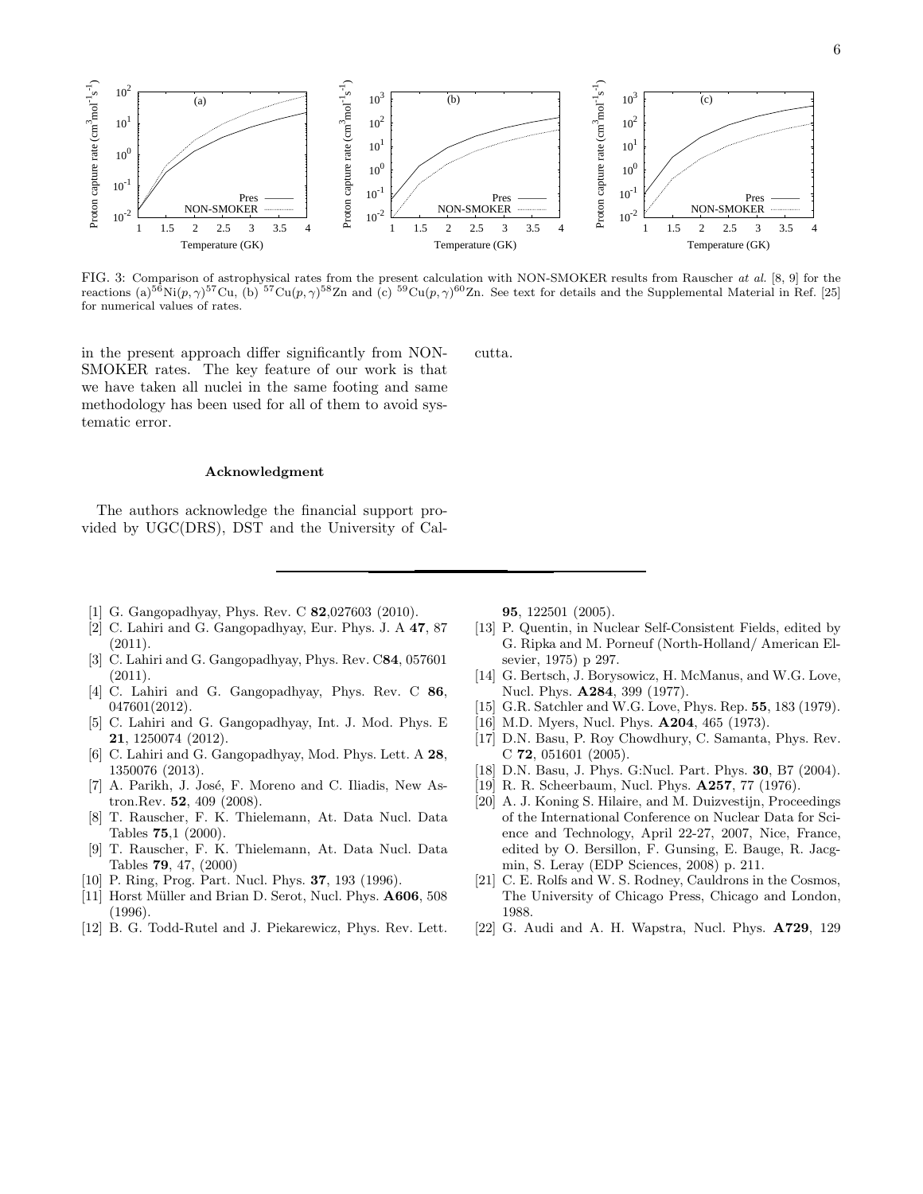FIG. 3: Comparison of astrophysical rates from the present calculation with NON-SMOKER results from Rauscher *at al.* [8, 9] for the reactions (a)$^{56}$Ni$(p,\gamma)^{57}$Cu, (b) $^{57}$Cu$(p,\gamma)^{58}$Zn and (c) $^{59}$Cu$(p,\gamma)^{60}$Zn. See text for details and the Supplemental Material in Ref. [25] for numerical values of rates.

in the present approach differ significantly from NON-SMOKER rates. The key feature of our work is that we have taken all nuclei in the same footing and same methodology has been used for all of them to avoid systematic error.

#### Acknowledgment

The authors acknowledge the financial support provided by UGC(DRS), DST and the University of Calcutta.

---

[1] G. Gangopadhyay, Phys. Rev. C **82**,027603 (2010).
[2] C. Lahiri and G. Gangopadhyay, Eur. Phys. J. A **47**, 87 (2011).
[3] C. Lahiri and G. Gangopadhyay, Phys. Rev. C**84**, 057601 (2011).
[4] C. Lahiri and G. Gangopadhyay, Phys. Rev. C **86**, 047601(2012).
[5] C. Lahiri and G. Gangopadhyay, Int. J. Mod. Phys. E **21**, 1250074 (2012).
[6] C. Lahiri and G. Gangopadhyay, Mod. Phys. Lett. A **28**, 1350076 (2013).
[7] A. Parikh, J. José, F. Moreno and C. Iliadis, New Astron.Rev. **52**, 409 (2008).
[8] T. Rauscher, F. K. Thielemann, At. Data Nucl. Data Tables **75**,1 (2000).
[9] T. Rauscher, F. K. Thielemann, At. Data Nucl. Data Tables **79**, 47, (2000)
[10] P. Ring, Prog. Part. Nucl. Phys. **37**, 193 (1996).
[11] Horst Müller and Brian D. Serot, Nucl. Phys. **A606**, 508 (1996).
[12] B. G. Todd-Rutel and J. Piekarewicz, Phys. Rev. Lett. **95**, 122501 (2005).
[13] P. Quentin, in Nuclear Self-Consistent Fields, edited by G. Ripka and M. Porneuf (North-Holland/ American Elsevier, 1975) p 297.
[14] G. Bertsch, J. Borysowicz, H. McManus, and W.G. Love, Nucl. Phys. **A284**, 399 (1977).
[15] G.R. Satchler and W.G. Love, Phys. Rep. **55**, 183 (1979).
[16] M.D. Myers, Nucl. Phys. **A204**, 465 (1973).
[17] D.N. Basu, P. Roy Chowdhury, C. Samanta, Phys. Rev. C **72**, 051601 (2005).
[18] D.N. Basu, J. Phys. G:Nucl. Part. Phys. **30**, B7 (2004).
[19] R. R. Scheerbaum, Nucl. Phys. **A257**, 77 (1976).
[20] A. J. Koning S. Hilaire, and M. Duizvestijn, Proceedings of the International Conference on Nuclear Data for Science and Technology, April 22-27, 2007, Nice, France, edited by O. Bersillon, F. Gunsing, E. Bauge, R. Jacgmin, S. Leray (EDP Sciences, 2008) p. 211.
[21] C. E. Rolfs and W. S. Rodney, Cauldrons in the Cosmos, The University of Chicago Press, Chicago and London, 1988.
[22] G. Audi and A. H. Wapstra, Nucl. Phys. **A729**, 129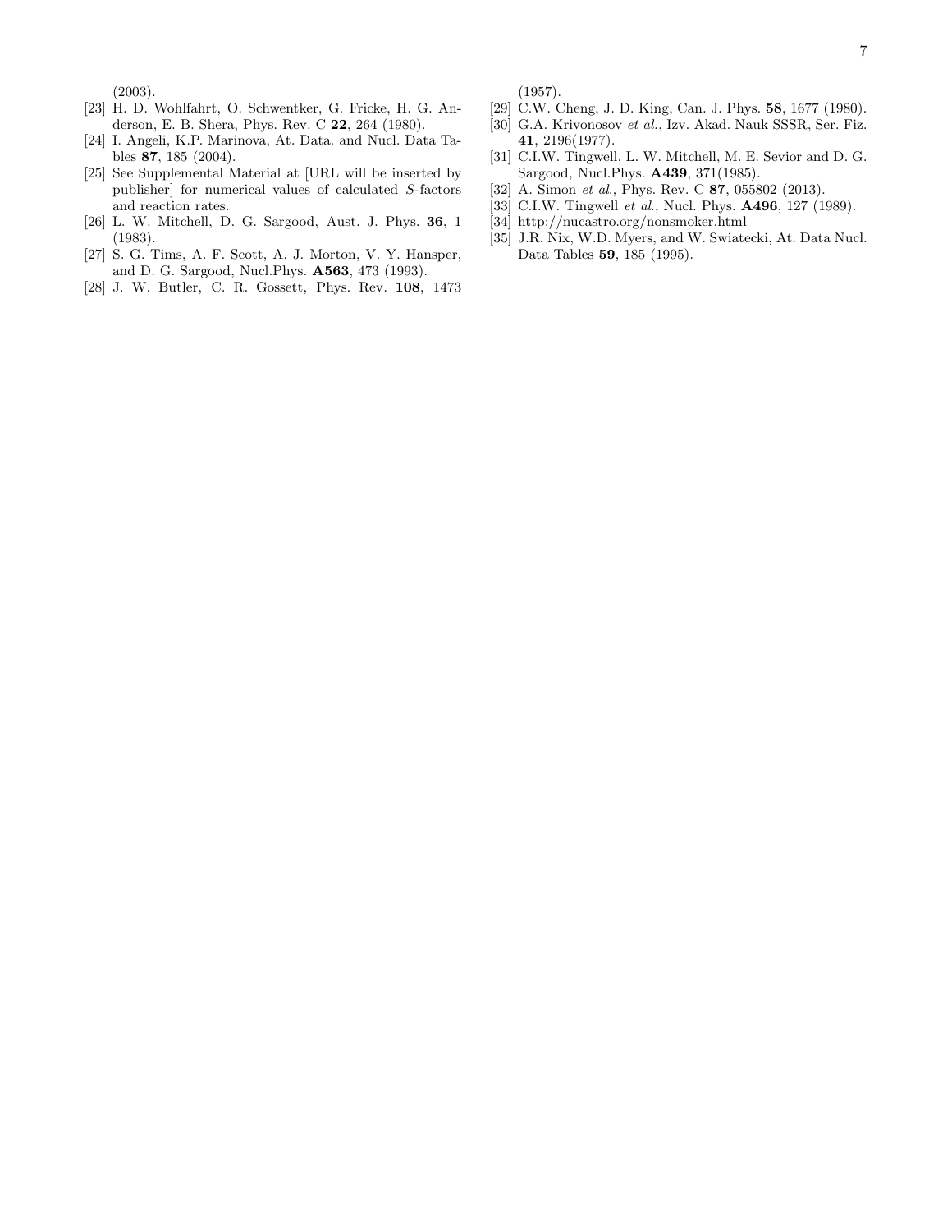(2003).

[23] H. D. Wohlfahrt, O. Schwentker, G. Fricke, H. G. Anderson, E. B. Shera, Phys. Rev. C **22**, 264 (1980).

[24] I. Angeli, K.P. Marinova, At. Data. and Nucl. Data Tables **87**, 185 (2004).

[25] See Supplemental Material at [URL will be inserted by publisher] for numerical values of calculated *S*-factors and reaction rates.

[26] L. W. Mitchell, D. G. Sargood, Aust. J. Phys. **36**, 1 (1983).

[27] S. G. Tims, A. F. Scott, A. J. Morton, V. Y. Hansper, and D. G. Sargood, Nucl.Phys. **A563**, 473 (1993).

[28] J. W. Butler, C. R. Gossett, Phys. Rev. **108**, 1473 (1957).

[29] C.W. Cheng, J. D. King, Can. J. Phys. **58**, 1677 (1980).

[30] G.A. Krivonosov *et al.*, Izv. Akad. Nauk SSSR, Ser. Fiz. **41**, 2196(1977).

[31] C.I.W. Tingwell, L. W. Mitchell, M. E. Sevior and D. G. Sargood, Nucl.Phys. **A439**, 371(1985).

[32] A. Simon *et al.*, Phys. Rev. C **87**, 055802 (2013).

[33] C.I.W. Tingwell *et al.*, Nucl. Phys. **A496**, 127 (1989).

[34] http://nucastro.org/nonsmoker.html

[35] J.R. Nix, W.D. Myers, and W. Swiatecki, At. Data Nucl. Data Tables **59**, 185 (1995).